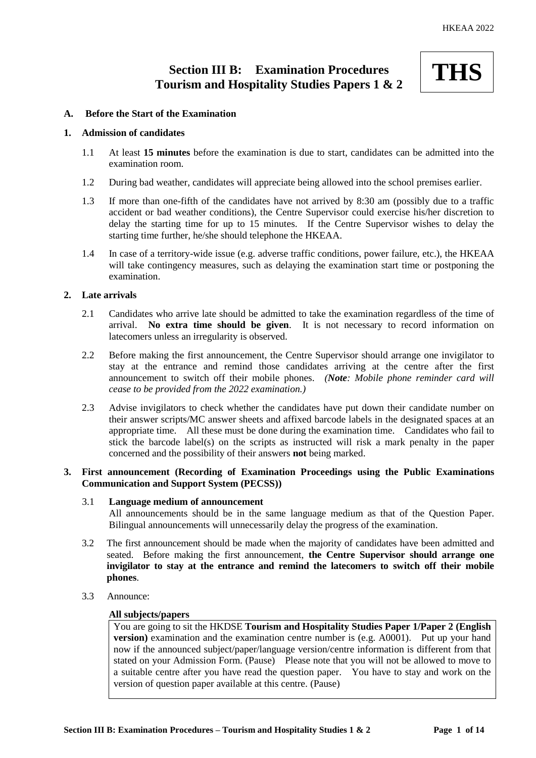# Section III B: Examination Procedures
# Tourism and Hospitality Studies Papers 1 & 2

**THS**

## A. Before the Start of the Examination

### 1. Admission of candidates

1.1 At least **15 minutes** before the examination is due to start, candidates can be admitted into the examination room.

1.2 During bad weather, candidates will appreciate being allowed into the school premises earlier.

1.3 If more than one-fifth of the candidates have not arrived by 8:30 am (possibly due to a traffic accident or bad weather conditions), the Centre Supervisor could exercise his/her discretion to delay the starting time for up to 15 minutes. If the Centre Supervisor wishes to delay the starting time further, he/she should telephone the HKEAA.

1.4 In case of a territory-wide issue (e.g. adverse traffic conditions, power failure, etc.), the HKEAA will take contingency measures, such as delaying the examination start time or postponing the examination.

### 2. Late arrivals

2.1 Candidates who arrive late should be admitted to take the examination regardless of the time of arrival. **No extra time should be given**. It is not necessary to record information on latecomers unless an irregularity is observed.

2.2 Before making the first announcement, the Centre Supervisor should arrange one invigilator to stay at the entrance and remind those candidates arriving at the centre after the first announcement to switch off their mobile phones. *(**Note**: Mobile phone reminder card will cease to be provided from the 2022 examination.)*

2.3 Advise invigilators to check whether the candidates have put down their candidate number on their answer scripts/MC answer sheets and affixed barcode labels in the designated spaces at an appropriate time. All these must be done during the examination time. Candidates who fail to stick the barcode label(s) on the scripts as instructed will risk a mark penalty in the paper concerned and the possibility of their answers **not** being marked.

### 3. First announcement (Recording of Examination Proceedings using the Public Examinations Communication and Support System (PECSS))

3.1 **Language medium of announcement**
All announcements should be in the same language medium as that of the Question Paper. Bilingual announcements will unnecessarily delay the progress of the examination.

3.2 The first announcement should be made when the majority of candidates have been admitted and seated. Before making the first announcement, **the Centre Supervisor should arrange one invigilator to stay at the entrance and remind the latecomers to switch off their mobile phones**.

3.3 Announce:

**All subjects/papers**

> You are going to sit the HKDSE **Tourism and Hospitality Studies Paper 1/Paper 2 (English version)** examination and the examination centre number is (e.g. A0001). Put up your hand now if the announced subject/paper/language version/centre information is different from that stated on your Admission Form. (Pause) Please note that you will not be allowed to move to a suitable centre after you have read the question paper. You have to stay and work on the version of question paper available at this centre. (Pause)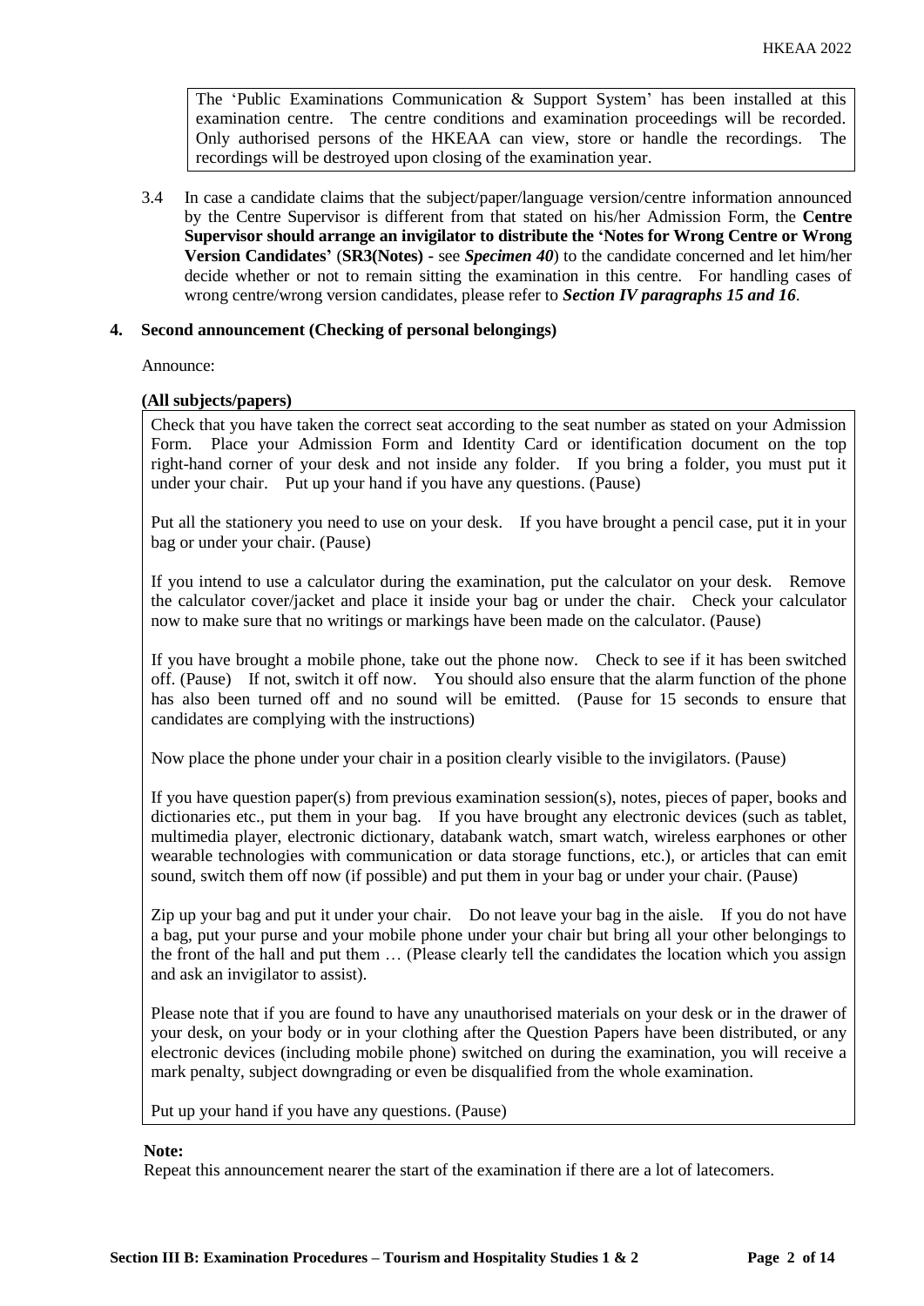> The 'Public Examinations Communication & Support System' has been installed at this examination centre. The centre conditions and examination proceedings will be recorded. Only authorised persons of the HKEAA can view, store or handle the recordings. The recordings will be destroyed upon closing of the examination year.

3.4 In case a candidate claims that the subject/paper/language version/centre information announced by the Centre Supervisor is different from that stated on his/her Admission Form, the **Centre Supervisor should arrange an invigilator to distribute the 'Notes for Wrong Centre or Wrong Version Candidates'** (**SR3(Notes) -** see ***Specimen 40***) to the candidate concerned and let him/her decide whether or not to remain sitting the examination in this centre. For handling cases of wrong centre/wrong version candidates, please refer to ***Section IV paragraphs 15 and 16***.

## 4. Second announcement (Checking of personal belongings)

Announce:

**(All subjects/papers)**

> Check that you have taken the correct seat according to the seat number as stated on your Admission Form. Place your Admission Form and Identity Card or identification document on the top right-hand corner of your desk and not inside any folder. If you bring a folder, you must put it under your chair. Put up your hand if you have any questions. (Pause)
>
> Put all the stationery you need to use on your desk. If you have brought a pencil case, put it in your bag or under your chair. (Pause)
>
> If you intend to use a calculator during the examination, put the calculator on your desk. Remove the calculator cover/jacket and place it inside your bag or under the chair. Check your calculator now to make sure that no writings or markings have been made on the calculator. (Pause)
>
> If you have brought a mobile phone, take out the phone now. Check to see if it has been switched off. (Pause) If not, switch it off now. You should also ensure that the alarm function of the phone has also been turned off and no sound will be emitted. (Pause for 15 seconds to ensure that candidates are complying with the instructions)
>
> Now place the phone under your chair in a position clearly visible to the invigilators. (Pause)
>
> If you have question paper(s) from previous examination session(s), notes, pieces of paper, books and dictionaries etc., put them in your bag. If you have brought any electronic devices (such as tablet, multimedia player, electronic dictionary, databank watch, smart watch, wireless earphones or other wearable technologies with communication or data storage functions, etc.), or articles that can emit sound, switch them off now (if possible) and put them in your bag or under your chair. (Pause)
>
> Zip up your bag and put it under your chair. Do not leave your bag in the aisle. If you do not have a bag, put your purse and your mobile phone under your chair but bring all your other belongings to the front of the hall and put them … (Please clearly tell the candidates the location which you assign and ask an invigilator to assist).
>
> Please note that if you are found to have any unauthorised materials on your desk or in the drawer of your desk, on your body or in your clothing after the Question Papers have been distributed, or any electronic devices (including mobile phone) switched on during the examination, you will receive a mark penalty, subject downgrading or even be disqualified from the whole examination.
>
> Put up your hand if you have any questions. (Pause)

**Note:**

Repeat this announcement nearer the start of the examination if there are a lot of latecomers.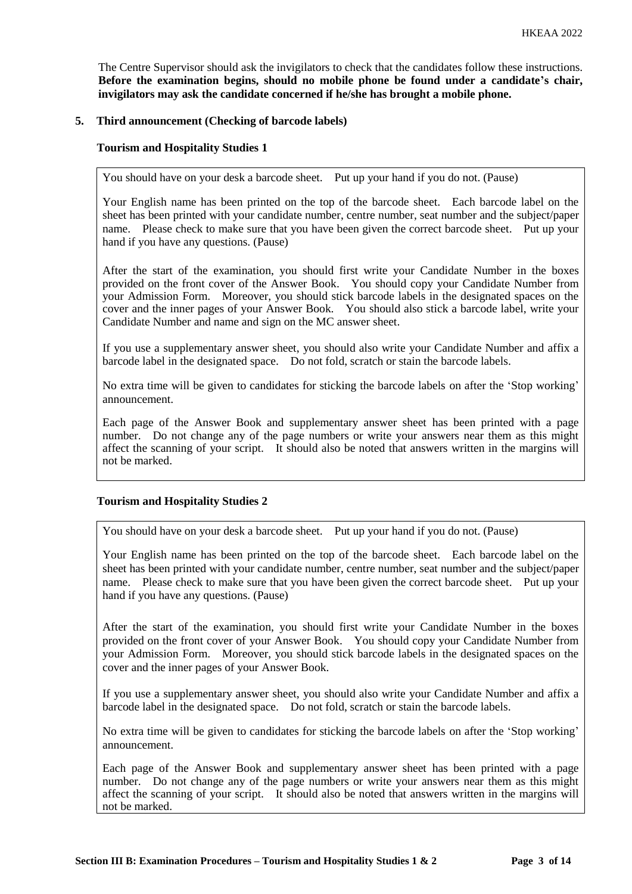The Centre Supervisor should ask the invigilators to check that the candidates follow these instructions. **Before the examination begins, should no mobile phone be found under a candidate's chair, invigilators may ask the candidate concerned if he/she has brought a mobile phone.**

**5. Third announcement (Checking of barcode labels)**

**Tourism and Hospitality Studies 1**

> You should have on your desk a barcode sheet. Put up your hand if you do not. (Pause)
>
> Your English name has been printed on the top of the barcode sheet. Each barcode label on the sheet has been printed with your candidate number, centre number, seat number and the subject/paper name. Please check to make sure that you have been given the correct barcode sheet. Put up your hand if you have any questions. (Pause)
>
> After the start of the examination, you should first write your Candidate Number in the boxes provided on the front cover of the Answer Book. You should copy your Candidate Number from your Admission Form. Moreover, you should stick barcode labels in the designated spaces on the cover and the inner pages of your Answer Book. You should also stick a barcode label, write your Candidate Number and name and sign on the MC answer sheet.
>
> If you use a supplementary answer sheet, you should also write your Candidate Number and affix a barcode label in the designated space. Do not fold, scratch or stain the barcode labels.
>
> No extra time will be given to candidates for sticking the barcode labels on after the 'Stop working' announcement.
>
> Each page of the Answer Book and supplementary answer sheet has been printed with a page number. Do not change any of the page numbers or write your answers near them as this might affect the scanning of your script. It should also be noted that answers written in the margins will not be marked.

**Tourism and Hospitality Studies 2**

> You should have on your desk a barcode sheet. Put up your hand if you do not. (Pause)
>
> Your English name has been printed on the top of the barcode sheet. Each barcode label on the sheet has been printed with your candidate number, centre number, seat number and the subject/paper name. Please check to make sure that you have been given the correct barcode sheet. Put up your hand if you have any questions. (Pause)
>
> After the start of the examination, you should first write your Candidate Number in the boxes provided on the front cover of your Answer Book. You should copy your Candidate Number from your Admission Form. Moreover, you should stick barcode labels in the designated spaces on the cover and the inner pages of your Answer Book.
>
> If you use a supplementary answer sheet, you should also write your Candidate Number and affix a barcode label in the designated space. Do not fold, scratch or stain the barcode labels.
>
> No extra time will be given to candidates for sticking the barcode labels on after the 'Stop working' announcement.
>
> Each page of the Answer Book and supplementary answer sheet has been printed with a page number. Do not change any of the page numbers or write your answers near them as this might affect the scanning of your script. It should also be noted that answers written in the margins will not be marked.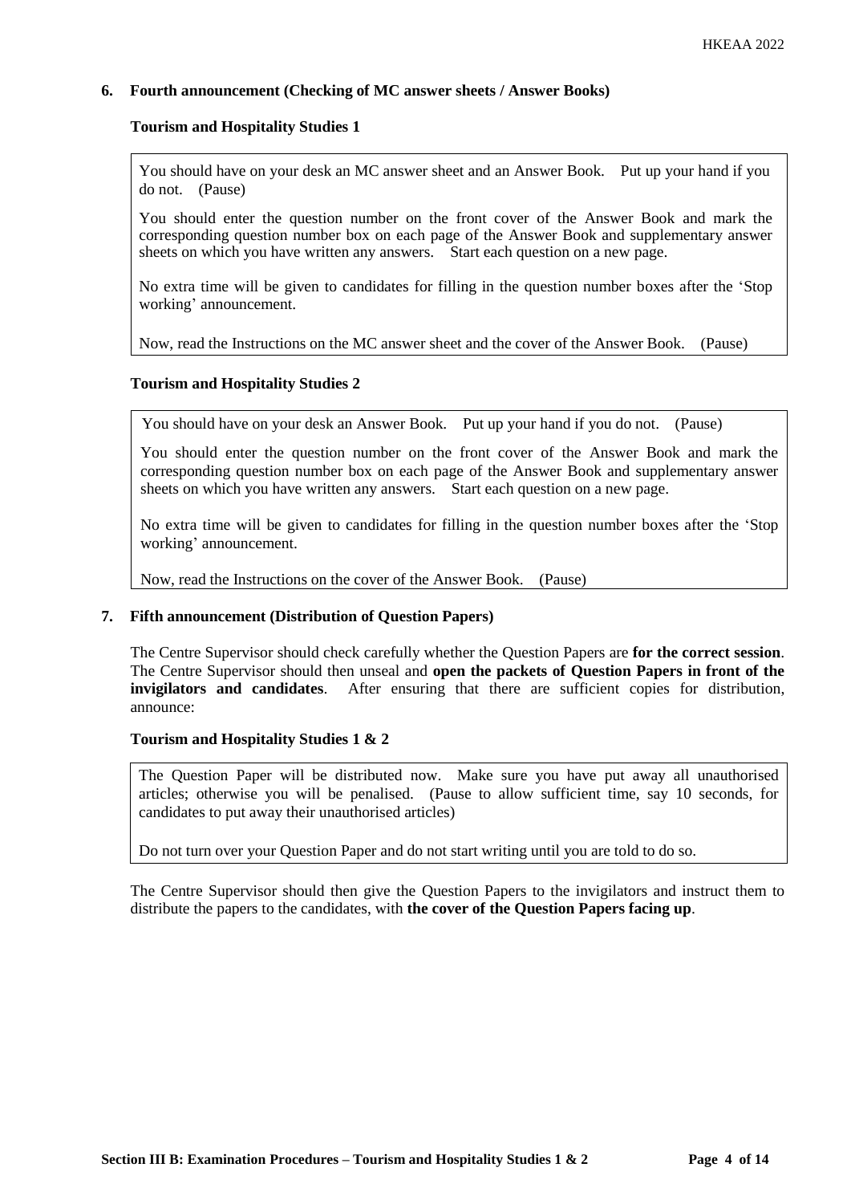## 6. Fourth announcement (Checking of MC answer sheets / Answer Books)

### Tourism and Hospitality Studies 1

> You should have on your desk an MC answer sheet and an Answer Book. Put up your hand if you do not. (Pause)
>
> You should enter the question number on the front cover of the Answer Book and mark the corresponding question number box on each page of the Answer Book and supplementary answer sheets on which you have written any answers. Start each question on a new page.
>
> No extra time will be given to candidates for filling in the question number boxes after the 'Stop working' announcement.
>
> Now, read the Instructions on the MC answer sheet and the cover of the Answer Book. (Pause)

### Tourism and Hospitality Studies 2

> You should have on your desk an Answer Book. Put up your hand if you do not. (Pause)
>
> You should enter the question number on the front cover of the Answer Book and mark the corresponding question number box on each page of the Answer Book and supplementary answer sheets on which you have written any answers. Start each question on a new page.
>
> No extra time will be given to candidates for filling in the question number boxes after the 'Stop working' announcement.
>
> Now, read the Instructions on the cover of the Answer Book. (Pause)

## 7. Fifth announcement (Distribution of Question Papers)

The Centre Supervisor should check carefully whether the Question Papers are **for the correct session**. The Centre Supervisor should then unseal and **open the packets of Question Papers in front of the invigilators and candidates**. After ensuring that there are sufficient copies for distribution, announce:

### Tourism and Hospitality Studies 1 & 2

> The Question Paper will be distributed now. Make sure you have put away all unauthorised articles; otherwise you will be penalised. (Pause to allow sufficient time, say 10 seconds, for candidates to put away their unauthorised articles)
>
> Do not turn over your Question Paper and do not start writing until you are told to do so.

The Centre Supervisor should then give the Question Papers to the invigilators and instruct them to distribute the papers to the candidates, with **the cover of the Question Papers facing up**.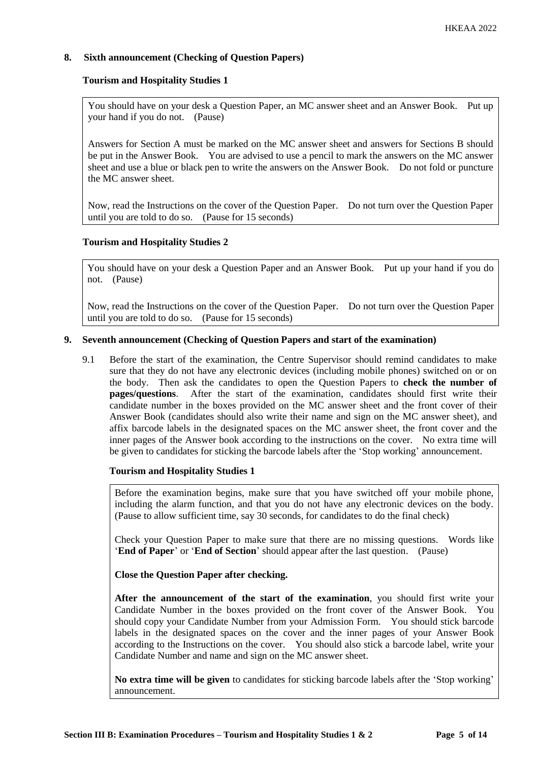## 8. Sixth announcement (Checking of Question Papers)

**Tourism and Hospitality Studies 1**

> You should have on your desk a Question Paper, an MC answer sheet and an Answer Book. Put up your hand if you do not. (Pause)
>
> Answers for Section A must be marked on the MC answer sheet and answers for Sections B should be put in the Answer Book. You are advised to use a pencil to mark the answers on the MC answer sheet and use a blue or black pen to write the answers on the Answer Book. Do not fold or puncture the MC answer sheet.
>
> Now, read the Instructions on the cover of the Question Paper. Do not turn over the Question Paper until you are told to do so. (Pause for 15 seconds)

**Tourism and Hospitality Studies 2**

> You should have on your desk a Question Paper and an Answer Book. Put up your hand if you do not. (Pause)
>
> Now, read the Instructions on the cover of the Question Paper. Do not turn over the Question Paper until you are told to do so. (Pause for 15 seconds)

## 9. Seventh announcement (Checking of Question Papers and start of the examination)

9.1 Before the start of the examination, the Centre Supervisor should remind candidates to make sure that they do not have any electronic devices (including mobile phones) switched on or on the body. Then ask the candidates to open the Question Papers to **check the number of pages/questions**. After the start of the examination, candidates should first write their candidate number in the boxes provided on the MC answer sheet and the front cover of their Answer Book (candidates should also write their name and sign on the MC answer sheet), and affix barcode labels in the designated spaces on the MC answer sheet, the front cover and the inner pages of the Answer book according to the instructions on the cover. No extra time will be given to candidates for sticking the barcode labels after the 'Stop working' announcement.

**Tourism and Hospitality Studies 1**

> Before the examination begins, make sure that you have switched off your mobile phone, including the alarm function, and that you do not have any electronic devices on the body. (Pause to allow sufficient time, say 30 seconds, for candidates to do the final check)
>
> Check your Question Paper to make sure that there are no missing questions. Words like '**End of Paper**' or '**End of Section**' should appear after the last question. (Pause)
>
> **Close the Question Paper after checking.**
>
> **After the announcement of the start of the examination**, you should first write your Candidate Number in the boxes provided on the front cover of the Answer Book. You should copy your Candidate Number from your Admission Form. You should stick barcode labels in the designated spaces on the cover and the inner pages of your Answer Book according to the Instructions on the cover. You should also stick a barcode label, write your Candidate Number and name and sign on the MC answer sheet.
>
> **No extra time will be given** to candidates for sticking barcode labels after the 'Stop working' announcement.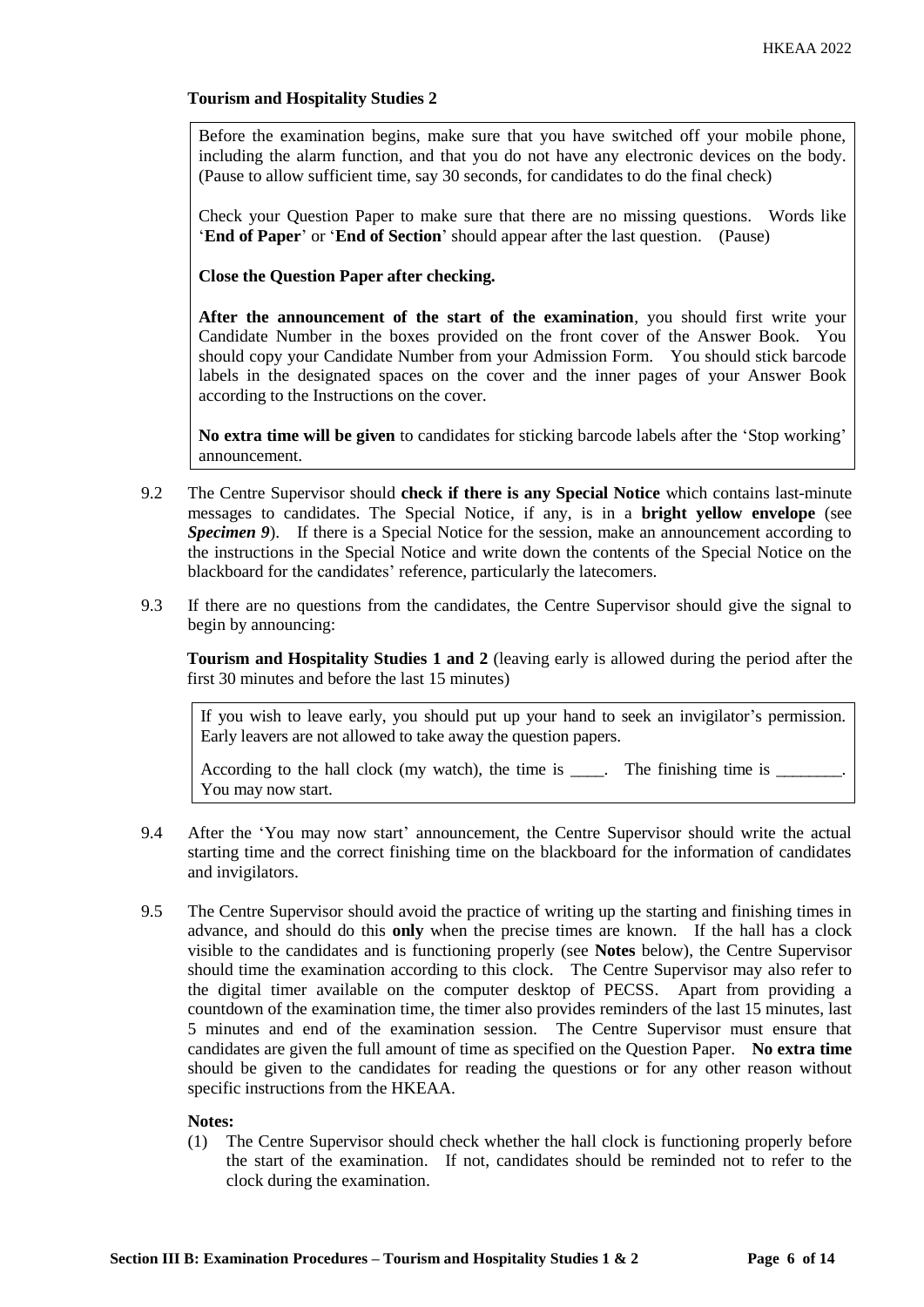**Tourism and Hospitality Studies 2**

> Before the examination begins, make sure that you have switched off your mobile phone, including the alarm function, and that you do not have any electronic devices on the body. (Pause to allow sufficient time, say 30 seconds, for candidates to do the final check)
>
> Check your Question Paper to make sure that there are no missing questions. Words like '**End of Paper**' or '**End of Section**' should appear after the last question. (Pause)
>
> **Close the Question Paper after checking.**
>
> **After the announcement of the start of the examination**, you should first write your Candidate Number in the boxes provided on the front cover of the Answer Book. You should copy your Candidate Number from your Admission Form. You should stick barcode labels in the designated spaces on the cover and the inner pages of your Answer Book according to the Instructions on the cover.
>
> **No extra time will be given** to candidates for sticking barcode labels after the 'Stop working' announcement.

9.2 The Centre Supervisor should **check if there is any Special Notice** which contains last-minute messages to candidates. The Special Notice, if any, is in a **bright yellow envelope** (see ***Specimen 9***). If there is a Special Notice for the session, make an announcement according to the instructions in the Special Notice and write down the contents of the Special Notice on the blackboard for the candidates' reference, particularly the latecomers.

9.3 If there are no questions from the candidates, the Centre Supervisor should give the signal to begin by announcing:

**Tourism and Hospitality Studies 1 and 2** (leaving early is allowed during the period after the first 30 minutes and before the last 15 minutes)

> If you wish to leave early, you should put up your hand to seek an invigilator's permission. Early leavers are not allowed to take away the question papers.
>
> According to the hall clock (my watch), the time is ____. The finishing time is ________. You may now start.

9.4 After the 'You may now start' announcement, the Centre Supervisor should write the actual starting time and the correct finishing time on the blackboard for the information of candidates and invigilators.

9.5 The Centre Supervisor should avoid the practice of writing up the starting and finishing times in advance, and should do this **only** when the precise times are known. If the hall has a clock visible to the candidates and is functioning properly (see **Notes** below), the Centre Supervisor should time the examination according to this clock. The Centre Supervisor may also refer to the digital timer available on the computer desktop of PECSS. Apart from providing a countdown of the examination time, the timer also provides reminders of the last 15 minutes, last 5 minutes and end of the examination session. The Centre Supervisor must ensure that candidates are given the full amount of time as specified on the Question Paper. **No extra time** should be given to the candidates for reading the questions or for any other reason without specific instructions from the HKEAA.

**Notes:**

(1) The Centre Supervisor should check whether the hall clock is functioning properly before the start of the examination. If not, candidates should be reminded not to refer to the clock during the examination.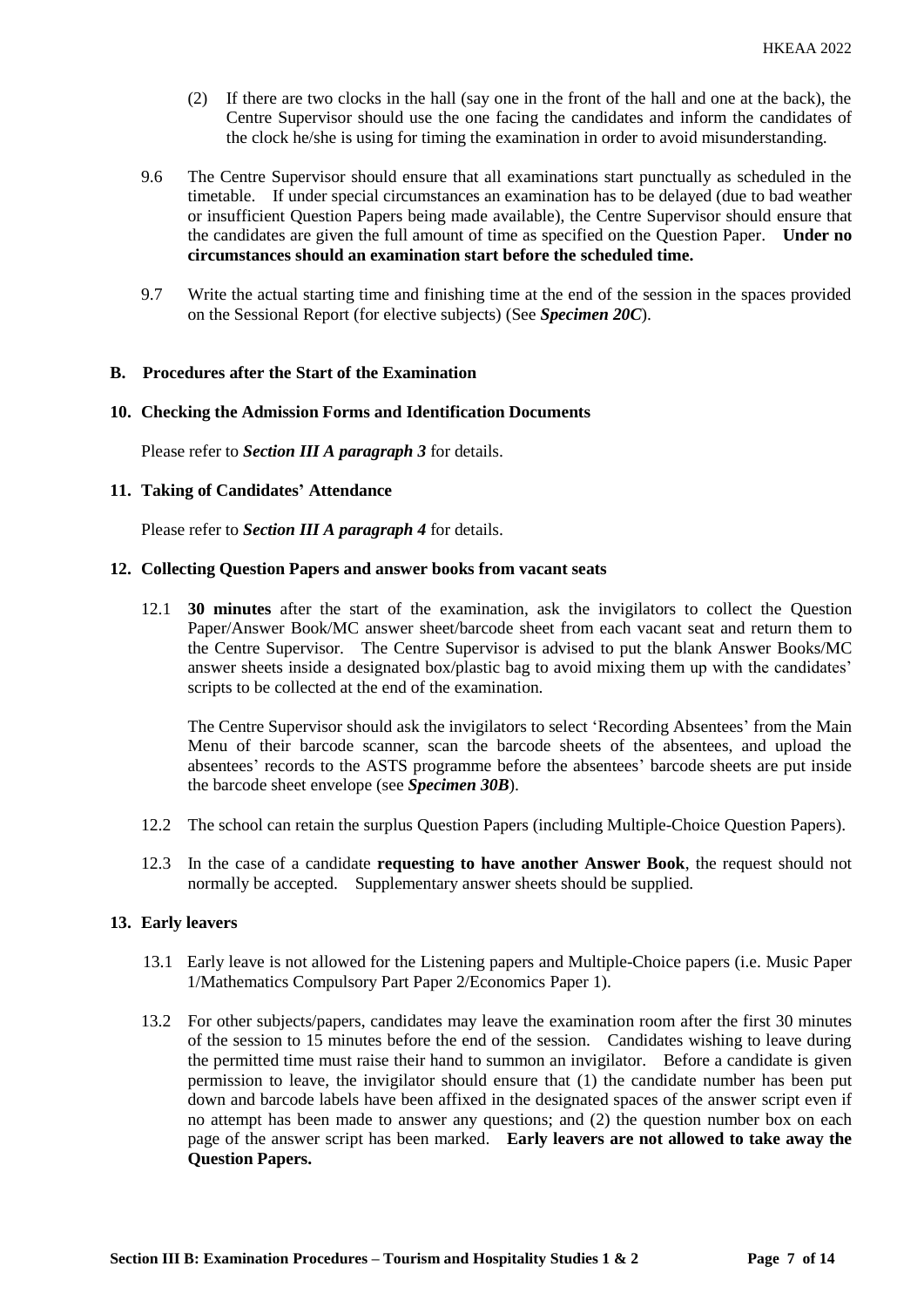(2) If there are two clocks in the hall (say one in the front of the hall and one at the back), the Centre Supervisor should use the one facing the candidates and inform the candidates of the clock he/she is using for timing the examination in order to avoid misunderstanding.

9.6 The Centre Supervisor should ensure that all examinations start punctually as scheduled in the timetable. If under special circumstances an examination has to be delayed (due to bad weather or insufficient Question Papers being made available), the Centre Supervisor should ensure that the candidates are given the full amount of time as specified on the Question Paper. **Under no circumstances should an examination start before the scheduled time.**

9.7 Write the actual starting time and finishing time at the end of the session in the spaces provided on the Sessional Report (for elective subjects) (See ***Specimen 20C***).

## B. Procedures after the Start of the Examination

### 10. Checking the Admission Forms and Identification Documents

Please refer to ***Section III A paragraph 3*** for details.

### 11. Taking of Candidates' Attendance

Please refer to ***Section III A paragraph 4*** for details.

### 12. Collecting Question Papers and answer books from vacant seats

12.1 **30 minutes** after the start of the examination, ask the invigilators to collect the Question Paper/Answer Book/MC answer sheet/barcode sheet from each vacant seat and return them to the Centre Supervisor. The Centre Supervisor is advised to put the blank Answer Books/MC answer sheets inside a designated box/plastic bag to avoid mixing them up with the candidates' scripts to be collected at the end of the examination.

The Centre Supervisor should ask the invigilators to select 'Recording Absentees' from the Main Menu of their barcode scanner, scan the barcode sheets of the absentees, and upload the absentees' records to the ASTS programme before the absentees' barcode sheets are put inside the barcode sheet envelope (see ***Specimen 30B***).

12.2 The school can retain the surplus Question Papers (including Multiple-Choice Question Papers).

12.3 In the case of a candidate **requesting to have another Answer Book**, the request should not normally be accepted. Supplementary answer sheets should be supplied.

### 13. Early leavers

13.1 Early leave is not allowed for the Listening papers and Multiple-Choice papers (i.e. Music Paper 1/Mathematics Compulsory Part Paper 2/Economics Paper 1).

13.2 For other subjects/papers, candidates may leave the examination room after the first 30 minutes of the session to 15 minutes before the end of the session. Candidates wishing to leave during the permitted time must raise their hand to summon an invigilator. Before a candidate is given permission to leave, the invigilator should ensure that (1) the candidate number has been put down and barcode labels have been affixed in the designated spaces of the answer script even if no attempt has been made to answer any questions; and (2) the question number box on each page of the answer script has been marked. **Early leavers are not allowed to take away the Question Papers.**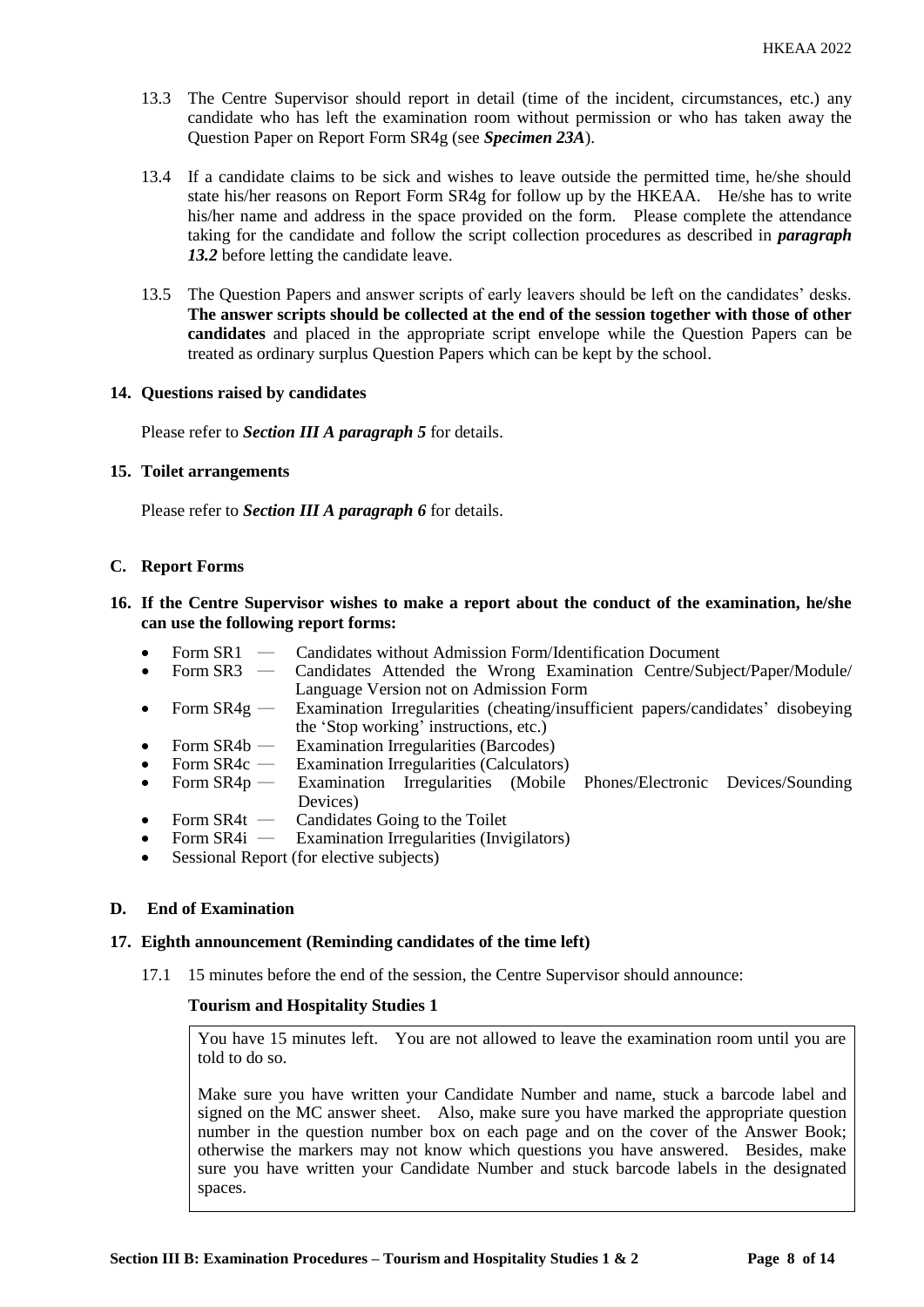13.3 The Centre Supervisor should report in detail (time of the incident, circumstances, etc.) any candidate who has left the examination room without permission or who has taken away the Question Paper on Report Form SR4g (see ***Specimen 23A***).

13.4 If a candidate claims to be sick and wishes to leave outside the permitted time, he/she should state his/her reasons on Report Form SR4g for follow up by the HKEAA. He/she has to write his/her name and address in the space provided on the form. Please complete the attendance taking for the candidate and follow the script collection procedures as described in ***paragraph 13.2*** before letting the candidate leave.

13.5 The Question Papers and answer scripts of early leavers should be left on the candidates' desks. **The answer scripts should be collected at the end of the session together with those of other candidates** and placed in the appropriate script envelope while the Question Papers can be treated as ordinary surplus Question Papers which can be kept by the school.

### 14. Questions raised by candidates

Please refer to ***Section III A paragraph 5*** for details.

### 15. Toilet arrangements

Please refer to ***Section III A paragraph 6*** for details.

## C. Report Forms

### 16. If the Centre Supervisor wishes to make a report about the conduct of the examination, he/she can use the following report forms:

- Form SR1 — Candidates without Admission Form/Identification Document
- Form SR3 — Candidates Attended the Wrong Examination Centre/Subject/Paper/Module/Language Version not on Admission Form
- Form SR4g — Examination Irregularities (cheating/insufficient papers/candidates' disobeying the 'Stop working' instructions, etc.)
- Form SR4b — Examination Irregularities (Barcodes)
- Form SR4c — Examination Irregularities (Calculators)
- Form SR4p — Examination Irregularities (Mobile Phones/Electronic Devices/Sounding Devices)
- Form SR4t — Candidates Going to the Toilet
- Form SR4i — Examination Irregularities (Invigilators)
- Sessional Report (for elective subjects)

## D. End of Examination

### 17. Eighth announcement (Reminding candidates of the time left)

17.1 15 minutes before the end of the session, the Centre Supervisor should announce:

**Tourism and Hospitality Studies 1**

> You have 15 minutes left. You are not allowed to leave the examination room until you are told to do so.
>
> Make sure you have written your Candidate Number and name, stuck a barcode label and signed on the MC answer sheet. Also, make sure you have marked the appropriate question number in the question number box on each page and on the cover of the Answer Book; otherwise the markers may not know which questions you have answered. Besides, make sure you have written your Candidate Number and stuck barcode labels in the designated spaces.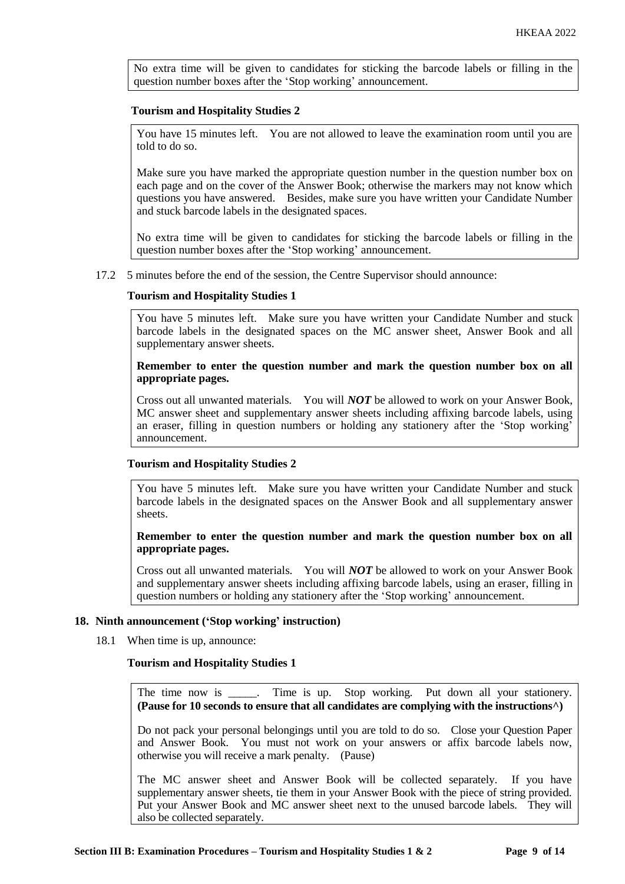No extra time will be given to candidates for sticking the barcode labels or filling in the question number boxes after the 'Stop working' announcement.

**Tourism and Hospitality Studies 2**

You have 15 minutes left. You are not allowed to leave the examination room until you are told to do so.

Make sure you have marked the appropriate question number in the question number box on each page and on the cover of the Answer Book; otherwise the markers may not know which questions you have answered. Besides, make sure you have written your Candidate Number and stuck barcode labels in the designated spaces.

No extra time will be given to candidates for sticking the barcode labels or filling in the question number boxes after the 'Stop working' announcement.

17.2 5 minutes before the end of the session, the Centre Supervisor should announce:

**Tourism and Hospitality Studies 1**

You have 5 minutes left. Make sure you have written your Candidate Number and stuck barcode labels in the designated spaces on the MC answer sheet, Answer Book and all supplementary answer sheets.

**Remember to enter the question number and mark the question number box on all appropriate pages.**

Cross out all unwanted materials. You will ***NOT*** be allowed to work on your Answer Book, MC answer sheet and supplementary answer sheets including affixing barcode labels, using an eraser, filling in question numbers or holding any stationery after the 'Stop working' announcement.

**Tourism and Hospitality Studies 2**

You have 5 minutes left. Make sure you have written your Candidate Number and stuck barcode labels in the designated spaces on the Answer Book and all supplementary answer sheets.

**Remember to enter the question number and mark the question number box on all appropriate pages.**

Cross out all unwanted materials. You will ***NOT*** be allowed to work on your Answer Book and supplementary answer sheets including affixing barcode labels, using an eraser, filling in question numbers or holding any stationery after the 'Stop working' announcement.

## 18. Ninth announcement ('Stop working' instruction)

18.1 When time is up, announce:

**Tourism and Hospitality Studies 1**

The time now is _____. Time is up. Stop working. Put down all your stationery. **(Pause for 10 seconds to ensure that all candidates are complying with the instructions^)**

Do not pack your personal belongings until you are told to do so. Close your Question Paper and Answer Book. You must not work on your answers or affix barcode labels now, otherwise you will receive a mark penalty. (Pause)

The MC answer sheet and Answer Book will be collected separately. If you have supplementary answer sheets, tie them in your Answer Book with the piece of string provided. Put your Answer Book and MC answer sheet next to the unused barcode labels. They will also be collected separately.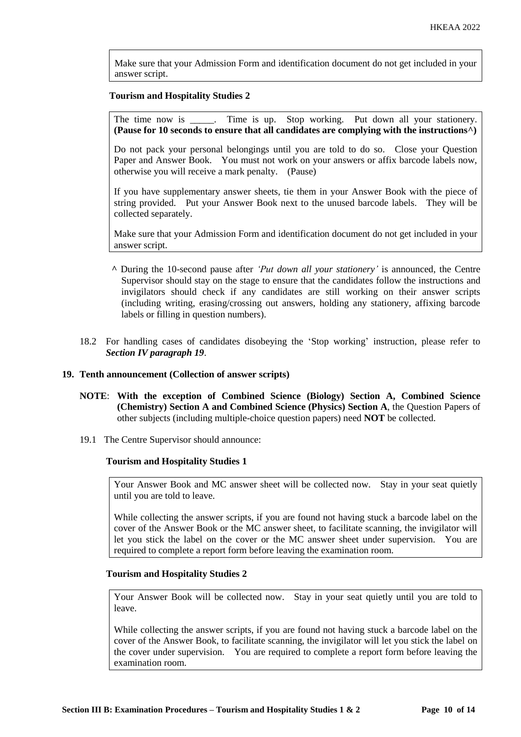Make sure that your Admission Form and identification document do not get included in your answer script.

**Tourism and Hospitality Studies 2**

The time now is \_\_\_\_\_. Time is up. Stop working. Put down all your stationery. **(Pause for 10 seconds to ensure that all candidates are complying with the instructions^)**

Do not pack your personal belongings until you are told to do so. Close your Question Paper and Answer Book. You must not work on your answers or affix barcode labels now, otherwise you will receive a mark penalty. (Pause)

If you have supplementary answer sheets, tie them in your Answer Book with the piece of string provided. Put your Answer Book next to the unused barcode labels. They will be collected separately.

Make sure that your Admission Form and identification document do not get included in your answer script.

^ During the 10-second pause after *'Put down all your stationery'* is announced, the Centre Supervisor should stay on the stage to ensure that the candidates follow the instructions and invigilators should check if any candidates are still working on their answer scripts (including writing, erasing/crossing out answers, holding any stationery, affixing barcode labels or filling in question numbers).

18.2 For handling cases of candidates disobeying the 'Stop working' instruction, please refer to ***Section IV paragraph 19***.

**19. Tenth announcement (Collection of answer scripts)**

**NOTE**: **With the exception of Combined Science (Biology) Section A, Combined Science (Chemistry) Section A and Combined Science (Physics) Section A**, the Question Papers of other subjects (including multiple-choice question papers) need **NOT** be collected.

19.1 The Centre Supervisor should announce:

**Tourism and Hospitality Studies 1**

Your Answer Book and MC answer sheet will be collected now. Stay in your seat quietly until you are told to leave.

While collecting the answer scripts, if you are found not having stuck a barcode label on the cover of the Answer Book or the MC answer sheet, to facilitate scanning, the invigilator will let you stick the label on the cover or the MC answer sheet under supervision. You are required to complete a report form before leaving the examination room.

**Tourism and Hospitality Studies 2**

Your Answer Book will be collected now. Stay in your seat quietly until you are told to leave.

While collecting the answer scripts, if you are found not having stuck a barcode label on the cover of the Answer Book, to facilitate scanning, the invigilator will let you stick the label on the cover under supervision. You are required to complete a report form before leaving the examination room.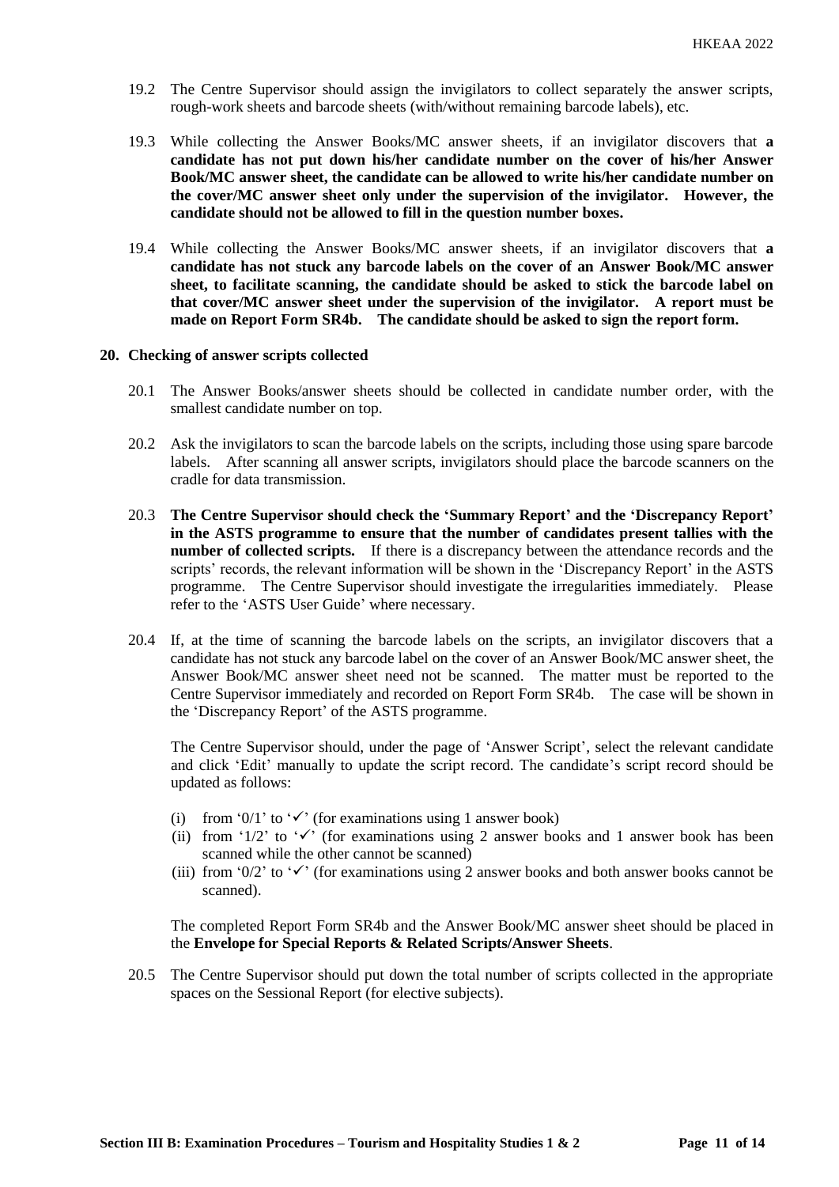19.2 The Centre Supervisor should assign the invigilators to collect separately the answer scripts, rough-work sheets and barcode sheets (with/without remaining barcode labels), etc.

19.3 While collecting the Answer Books/MC answer sheets, if an invigilator discovers that **a candidate has not put down his/her candidate number on the cover of his/her Answer Book/MC answer sheet, the candidate can be allowed to write his/her candidate number on the cover/MC answer sheet only under the supervision of the invigilator. However, the candidate should not be allowed to fill in the question number boxes.**

19.4 While collecting the Answer Books/MC answer sheets, if an invigilator discovers that **a candidate has not stuck any barcode labels on the cover of an Answer Book/MC answer sheet, to facilitate scanning, the candidate should be asked to stick the barcode label on that cover/MC answer sheet under the supervision of the invigilator. A report must be made on Report Form SR4b. The candidate should be asked to sign the report form.**

## 20. Checking of answer scripts collected

20.1 The Answer Books/answer sheets should be collected in candidate number order, with the smallest candidate number on top.

20.2 Ask the invigilators to scan the barcode labels on the scripts, including those using spare barcode labels. After scanning all answer scripts, invigilators should place the barcode scanners on the cradle for data transmission.

20.3 **The Centre Supervisor should check the 'Summary Report' and the 'Discrepancy Report' in the ASTS programme to ensure that the number of candidates present tallies with the number of collected scripts.** If there is a discrepancy between the attendance records and the scripts' records, the relevant information will be shown in the 'Discrepancy Report' in the ASTS programme. The Centre Supervisor should investigate the irregularities immediately. Please refer to the 'ASTS User Guide' where necessary.

20.4 If, at the time of scanning the barcode labels on the scripts, an invigilator discovers that a candidate has not stuck any barcode label on the cover of an Answer Book/MC answer sheet, the Answer Book/MC answer sheet need not be scanned. The matter must be reported to the Centre Supervisor immediately and recorded on Report Form SR4b. The case will be shown in the 'Discrepancy Report' of the ASTS programme.

The Centre Supervisor should, under the page of 'Answer Script', select the relevant candidate and click 'Edit' manually to update the script record. The candidate's script record should be updated as follows:

(i) from '0/1' to '✓' (for examinations using 1 answer book)
(ii) from '1/2' to '✓' (for examinations using 2 answer books and 1 answer book has been scanned while the other cannot be scanned)
(iii) from '0/2' to '✓' (for examinations using 2 answer books and both answer books cannot be scanned).

The completed Report Form SR4b and the Answer Book/MC answer sheet should be placed in the **Envelope for Special Reports & Related Scripts/Answer Sheets**.

20.5 The Centre Supervisor should put down the total number of scripts collected in the appropriate spaces on the Sessional Report (for elective subjects).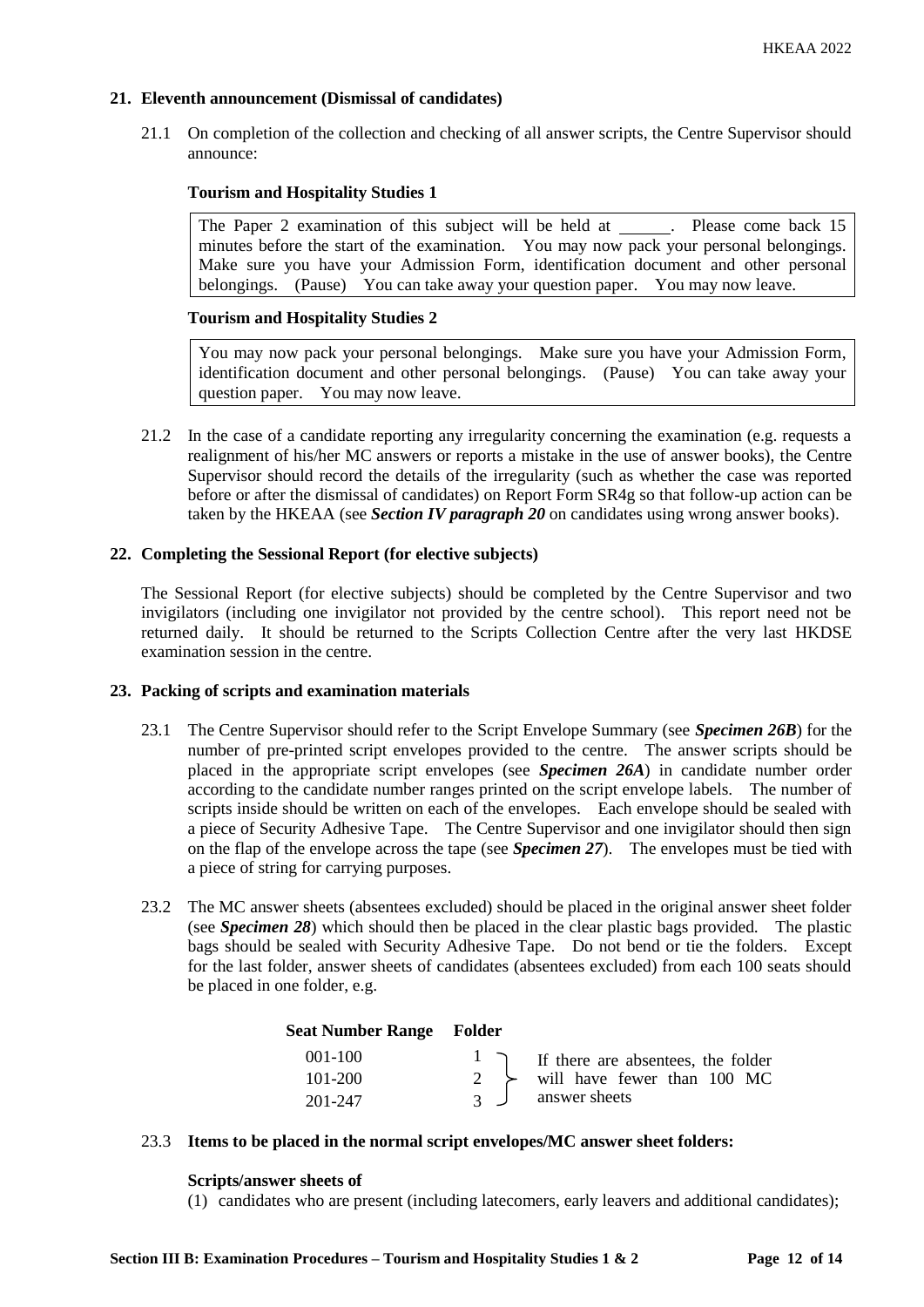## 21. Eleventh announcement (Dismissal of candidates)

21.1 On completion of the collection and checking of all answer scripts, the Centre Supervisor should announce:

**Tourism and Hospitality Studies 1**

> The Paper 2 examination of this subject will be held at ______. Please come back 15 minutes before the start of the examination. You may now pack your personal belongings. Make sure you have your Admission Form, identification document and other personal belongings. (Pause) You can take away your question paper. You may now leave.

**Tourism and Hospitality Studies 2**

> You may now pack your personal belongings. Make sure you have your Admission Form, identification document and other personal belongings. (Pause) You can take away your question paper. You may now leave.

21.2 In the case of a candidate reporting any irregularity concerning the examination (e.g. requests a realignment of his/her MC answers or reports a mistake in the use of answer books), the Centre Supervisor should record the details of the irregularity (such as whether the case was reported before or after the dismissal of candidates) on Report Form SR4g so that follow-up action can be taken by the HKEAA (see ***Section IV paragraph 20*** on candidates using wrong answer books).

## 22. Completing the Sessional Report (for elective subjects)

The Sessional Report (for elective subjects) should be completed by the Centre Supervisor and two invigilators (including one invigilator not provided by the centre school). This report need not be returned daily. It should be returned to the Scripts Collection Centre after the very last HKDSE examination session in the centre.

## 23. Packing of scripts and examination materials

23.1 The Centre Supervisor should refer to the Script Envelope Summary (see ***Specimen 26B***) for the number of pre-printed script envelopes provided to the centre. The answer scripts should be placed in the appropriate script envelopes (see ***Specimen 26A***) in candidate number order according to the candidate number ranges printed on the script envelope labels. The number of scripts inside should be written on each of the envelopes. Each envelope should be sealed with a piece of Security Adhesive Tape. The Centre Supervisor and one invigilator should then sign on the flap of the envelope across the tape (see ***Specimen 27***). The envelopes must be tied with a piece of string for carrying purposes.

23.2 The MC answer sheets (absentees excluded) should be placed in the original answer sheet folder (see ***Specimen 28***) which should then be placed in the clear plastic bags provided. The plastic bags should be sealed with Security Adhesive Tape. Do not bend or tie the folders. Except for the last folder, answer sheets of candidates (absentees excluded) from each 100 seats should be placed in one folder, e.g.

| Seat Number Range | Folder | |
|---|---|---|
| 001-100 | 1 | If there are absentees, the folder will have fewer than 100 MC answer sheets |
| 101-200 | 2 | |
| 201-247 | 3 | |

23.3 **Items to be placed in the normal script envelopes/MC answer sheet folders:**

**Scripts/answer sheets of**

(1) candidates who are present (including latecomers, early leavers and additional candidates);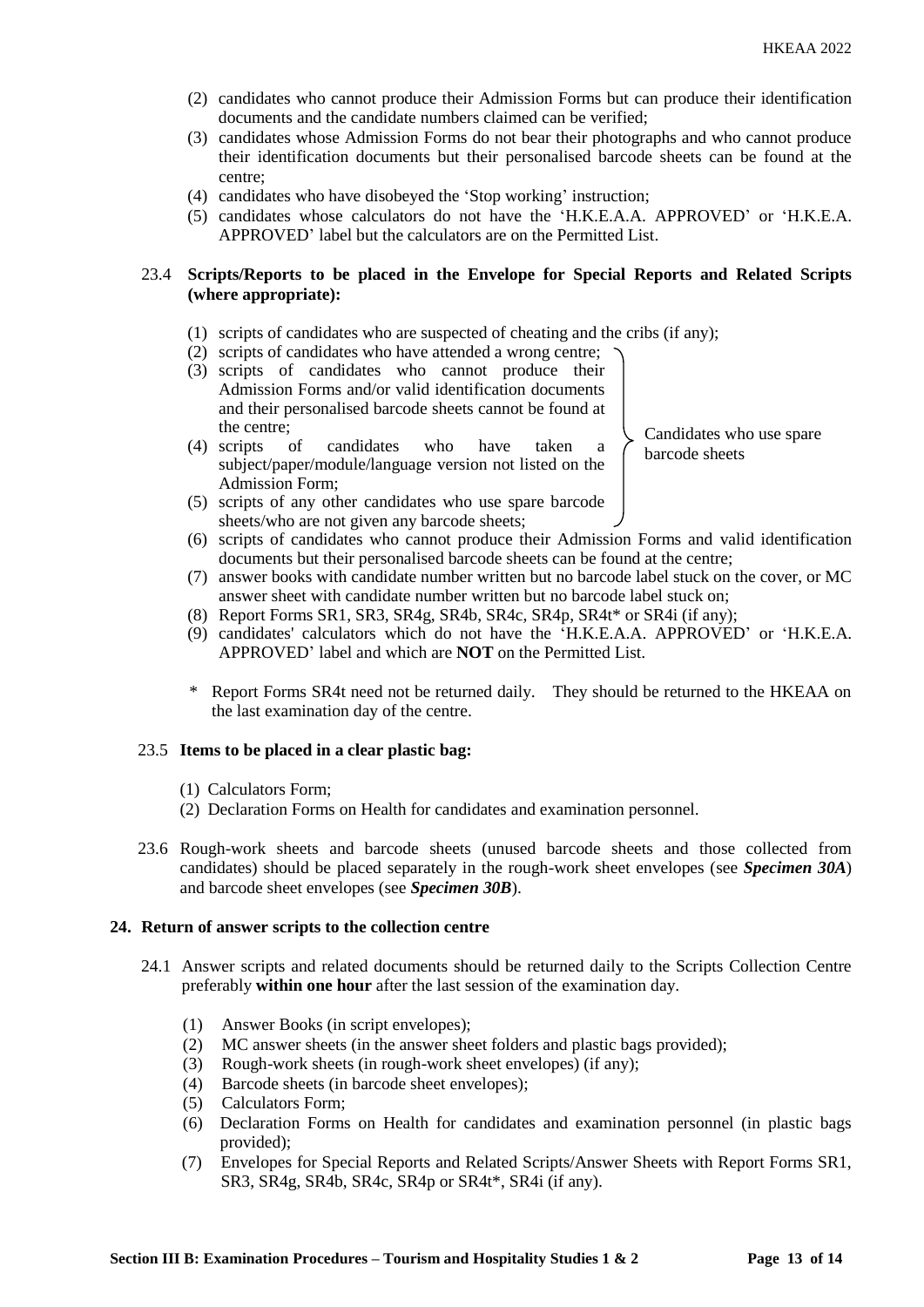(2) candidates who cannot produce their Admission Forms but can produce their identification documents and the candidate numbers claimed can be verified;

(3) candidates whose Admission Forms do not bear their photographs and who cannot produce their identification documents but their personalised barcode sheets can be found at the centre;

(4) candidates who have disobeyed the 'Stop working' instruction;

(5) candidates whose calculators do not have the 'H.K.E.A.A. APPROVED' or 'H.K.E.A. APPROVED' label but the calculators are on the Permitted List.

### 23.4 Scripts/Reports to be placed in the Envelope for Special Reports and Related Scripts (where appropriate):

(1) scripts of candidates who are suspected of cheating and the cribs (if any);

(2) scripts of candidates who have attended a wrong centre;

(3) scripts of candidates who cannot produce their Admission Forms and/or valid identification documents and their personalised barcode sheets cannot be found at the centre;

(4) scripts of candidates who have taken a subject/paper/module/language version not listed on the Admission Form;

(5) scripts of any other candidates who use spare barcode sheets/who are not given any barcode sheets;

[Items (2) to (5): Candidates who use spare barcode sheets]

(6) scripts of candidates who cannot produce their Admission Forms and valid identification documents but their personalised barcode sheets can be found at the centre;

(7) answer books with candidate number written but no barcode label stuck on the cover, or MC answer sheet with candidate number written but no barcode label stuck on;

(8) Report Forms SR1, SR3, SR4g, SR4b, SR4c, SR4p, SR4t* or SR4i (if any);

(9) candidates' calculators which do not have the 'H.K.E.A.A. APPROVED' or 'H.K.E.A. APPROVED' label and which are **NOT** on the Permitted List.

\* Report Forms SR4t need not be returned daily. They should be returned to the HKEAA on the last examination day of the centre.

### 23.5 Items to be placed in a clear plastic bag:

(1) Calculators Form;

(2) Declaration Forms on Health for candidates and examination personnel.

23.6 Rough-work sheets and barcode sheets (unused barcode sheets and those collected from candidates) should be placed separately in the rough-work sheet envelopes (see ***Specimen 30A***) and barcode sheet envelopes (see ***Specimen 30B***).

## 24. Return of answer scripts to the collection centre

24.1 Answer scripts and related documents should be returned daily to the Scripts Collection Centre preferably **within one hour** after the last session of the examination day.

(1) Answer Books (in script envelopes);

(2) MC answer sheets (in the answer sheet folders and plastic bags provided);

(3) Rough-work sheets (in rough-work sheet envelopes) (if any);

(4) Barcode sheets (in barcode sheet envelopes);

(5) Calculators Form;

(6) Declaration Forms on Health for candidates and examination personnel (in plastic bags provided);

(7) Envelopes for Special Reports and Related Scripts/Answer Sheets with Report Forms SR1, SR3, SR4g, SR4b, SR4c, SR4p or SR4t*, SR4i (if any).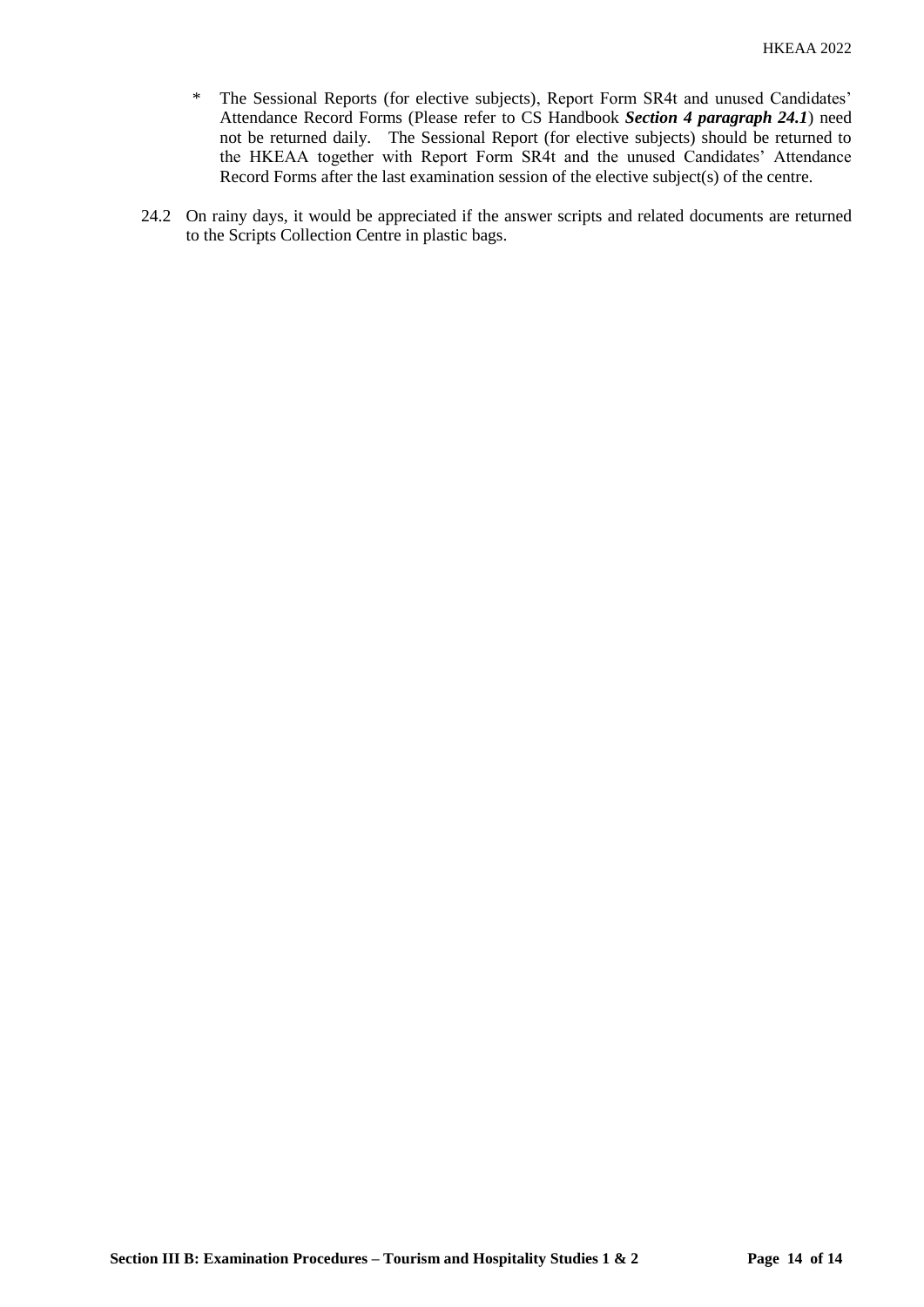\* The Sessional Reports (for elective subjects), Report Form SR4t and unused Candidates' Attendance Record Forms (Please refer to CS Handbook ***Section 4 paragraph 24.1***) need not be returned daily. The Sessional Report (for elective subjects) should be returned to the HKEAA together with Report Form SR4t and the unused Candidates' Attendance Record Forms after the last examination session of the elective subject(s) of the centre.

24.2 On rainy days, it would be appreciated if the answer scripts and related documents are returned to the Scripts Collection Centre in plastic bags.